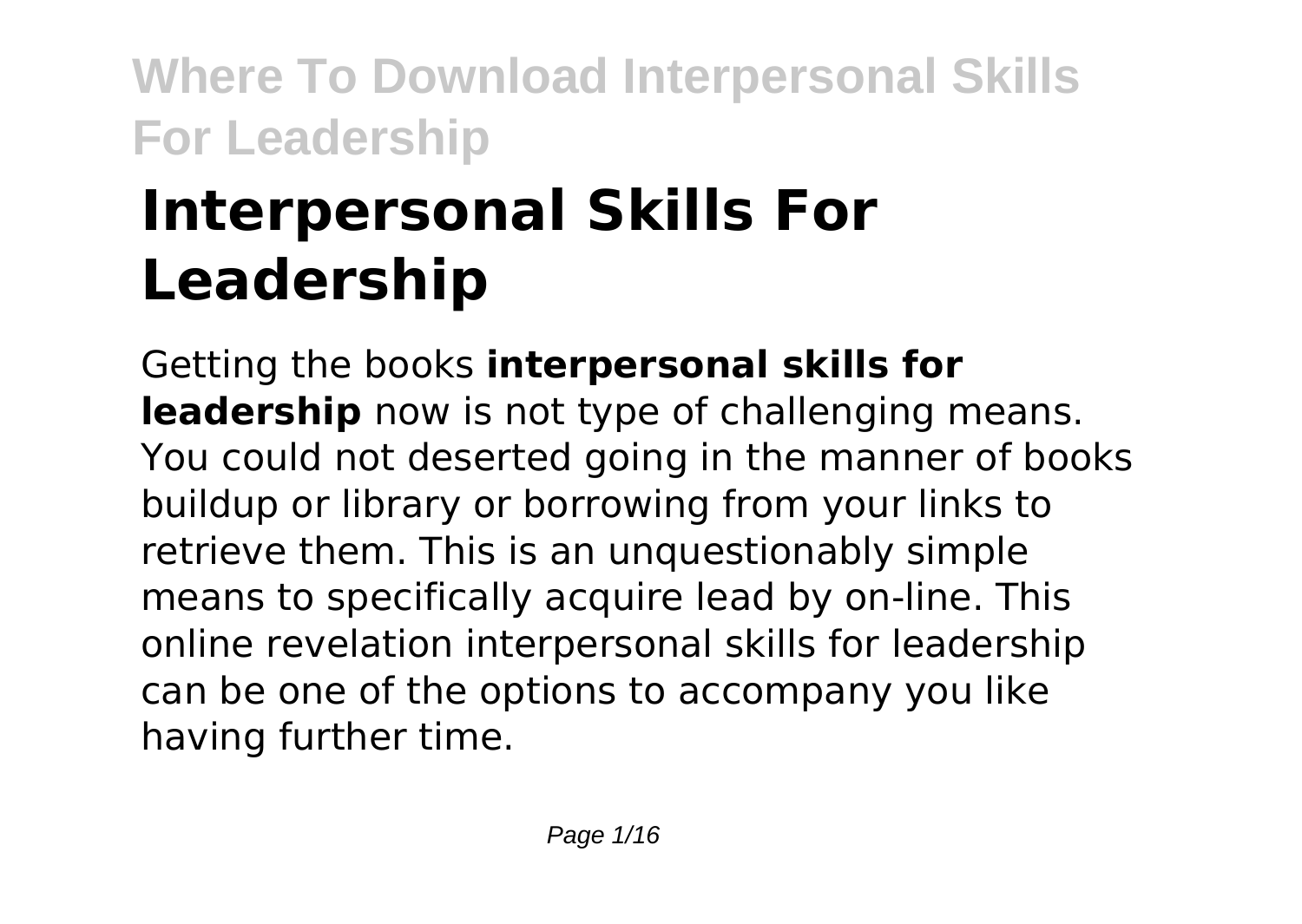# Interpersonal Skills For Leadership

Getting the books **interpersonal skills for leadership** now is not type of challenging means. You could not deserted going in the manner of books buildup or library or borrowing from your links to retrieve them. This is an unquestionably simple means to specifically acquire lead by on-line. This online revelation interpersonal skills for leadership can be one of the options to accompany you like having further time.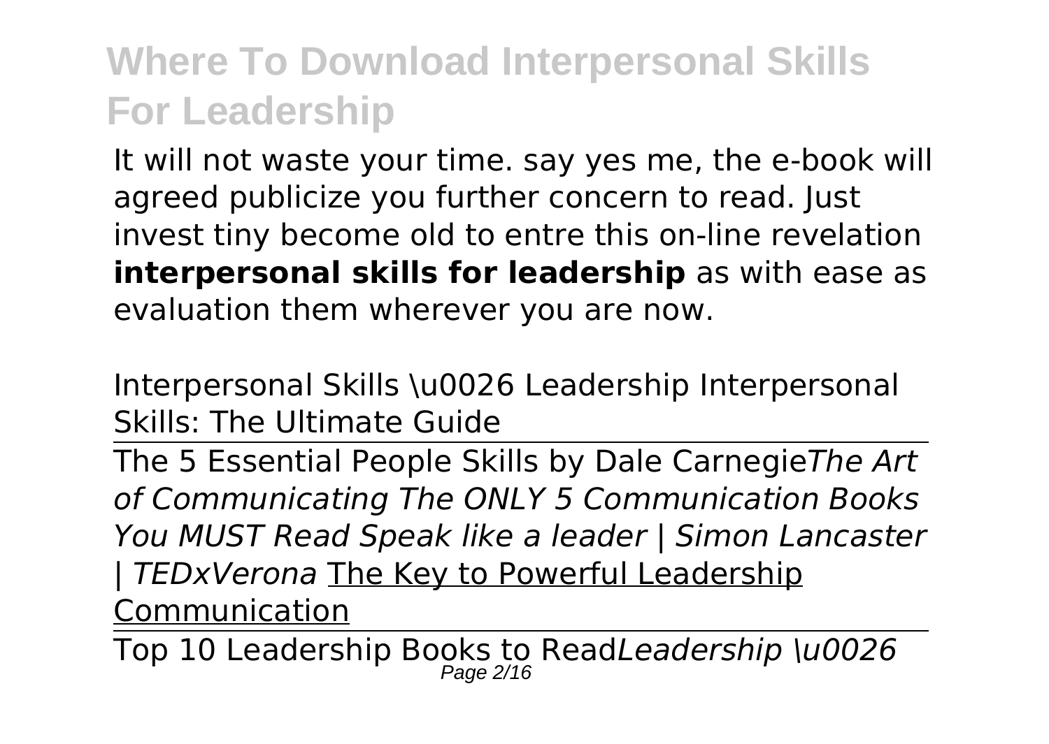It will not waste your time. say yes me, the e-book will agreed publicize you further concern to read. Just invest tiny become old to entre this on-line revelation **interpersonal skills for leadership** as with ease as evaluation them wherever you are now.

Interpersonal Skills \u0026 Leadership Interpersonal Skills: The Ultimate Guide

The 5 Essential People Skills by Dale Carnegie*The Art of Communicating The ONLY 5 Communication Books You MUST Read Speak like a leader | Simon Lancaster | TEDxVerona* The Key to Powerful Leadership Communication

Top 10 Leadership Books to Read*Leadership \u0026*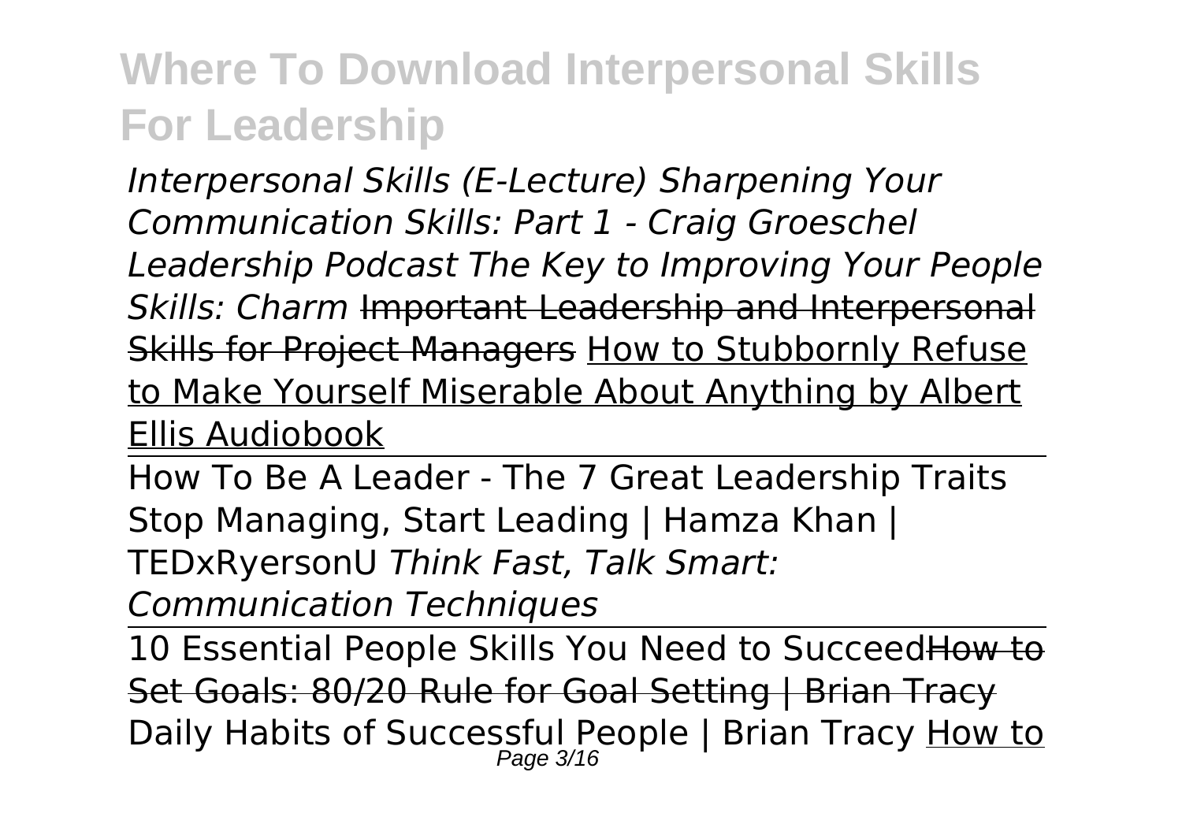## Where To Download Interpersonal Skills For Leadership

*Interpersonal Skills (E-Lecture) Sharpening Your Communication Skills: Part 1 - Craig Groeschel Leadership Podcast The Key to Improving Your People Skills: Charm* ~~Important Leadership and Interpersonal Skills for Project Managers~~ How to Stubbornly Refuse to Make Yourself Miserable About Anything by Albert Ellis Audiobook

How To Be A Leader - The 7 Great Leadership Traits Stop Managing, Start Leading | Hamza Khan | TEDxRyersonU *Think Fast, Talk Smart: Communication Techniques*

10 Essential People Skills You Need to Succeed~~How to Set Goals: 80/20 Rule for Goal Setting | Brian Tracy~~ Daily Habits of Successful People | Brian Tracy How to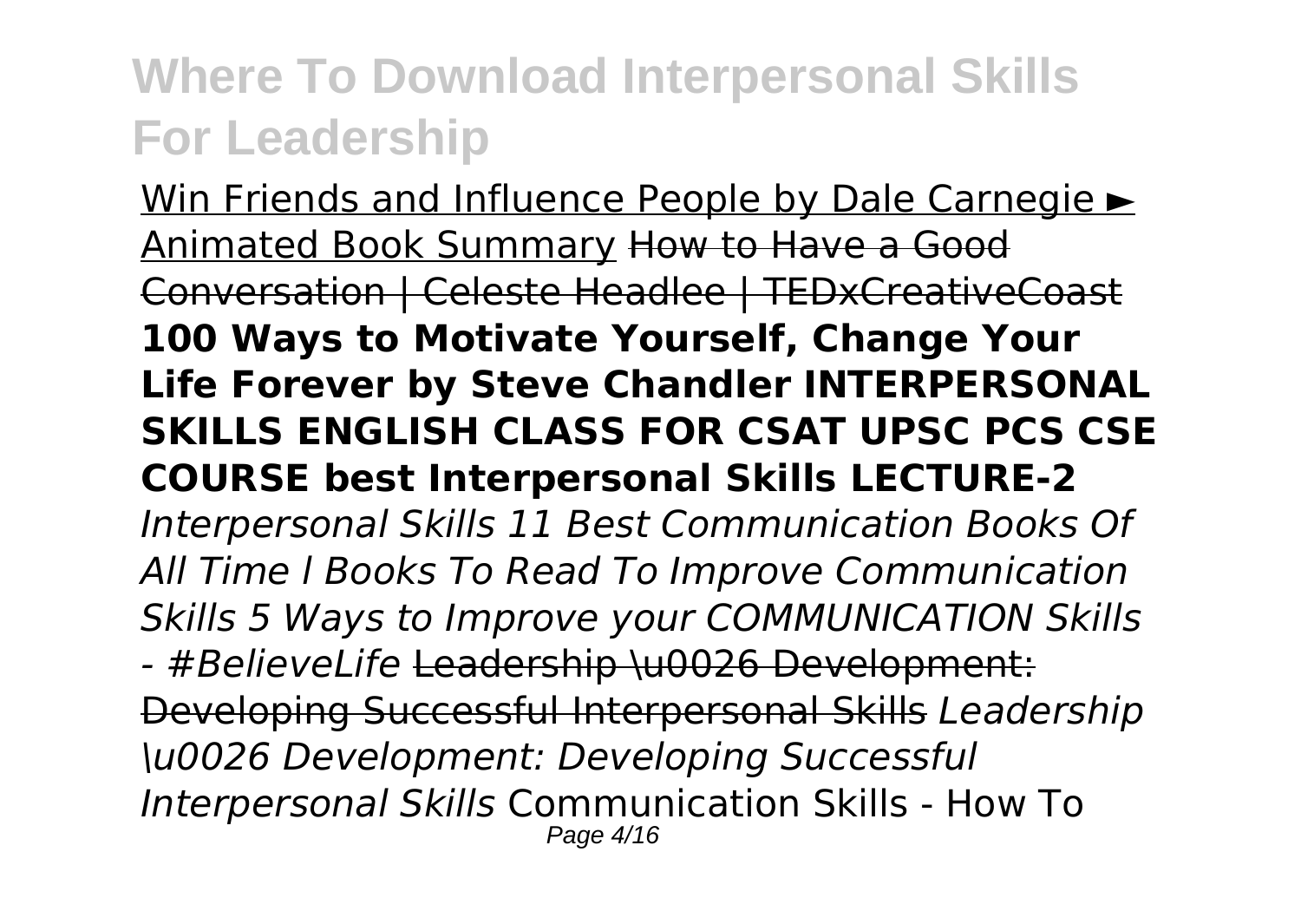Win Friends and Influence People by Dale Carnegie ► Animated Book Summary ~~How to Have a Good Conversation | Celeste Headlee | TEDxCreativeCoast~~ **100 Ways to Motivate Yourself, Change Your Life Forever by Steve Chandler INTERPERSONAL SKILLS ENGLISH CLASS FOR CSAT UPSC PCS CSE COURSE best Interpersonal Skills LECTURE-2** *Interpersonal Skills 11 Best Communication Books Of All Time l Books To Read To Improve Communication Skills 5 Ways to Improve your COMMUNICATION Skills - #BelieveLife* ~~Leadership \u0026 Development: Developing Successful Interpersonal Skills~~ *Leadership \u0026 Development: Developing Successful Interpersonal Skills* Communication Skills - How To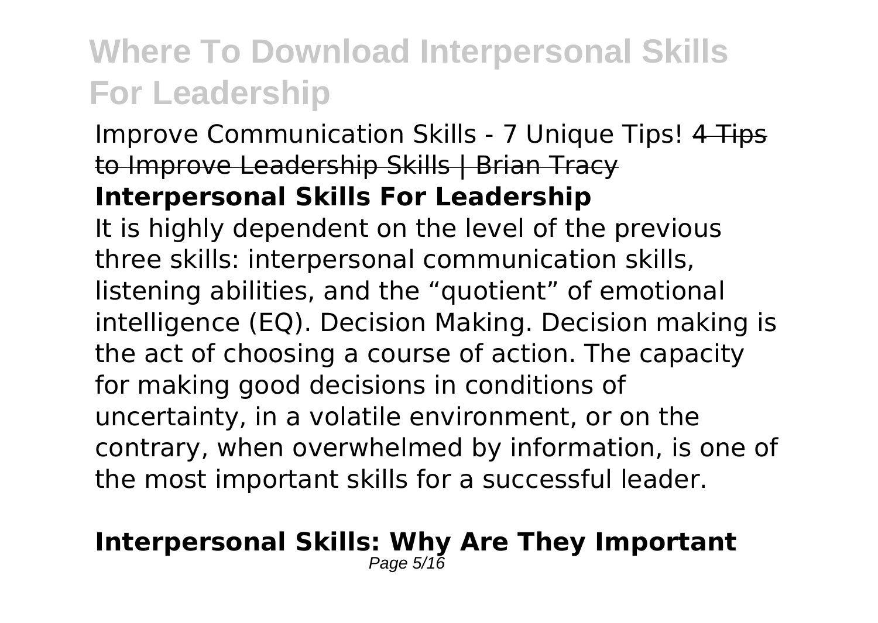Improve Communication Skills - 7 Unique Tips! ~~4 Tips to Improve Leadership Skills | Brian Tracy~~

**Interpersonal Skills For Leadership**

It is highly dependent on the level of the previous three skills: interpersonal communication skills, listening abilities, and the "quotient" of emotional intelligence (EQ). Decision Making. Decision making is the act of choosing a course of action. The capacity for making good decisions in conditions of uncertainty, in a volatile environment, or on the contrary, when overwhelmed by information, is one of the most important skills for a successful leader.

**Interpersonal Skills: Why Are They Important**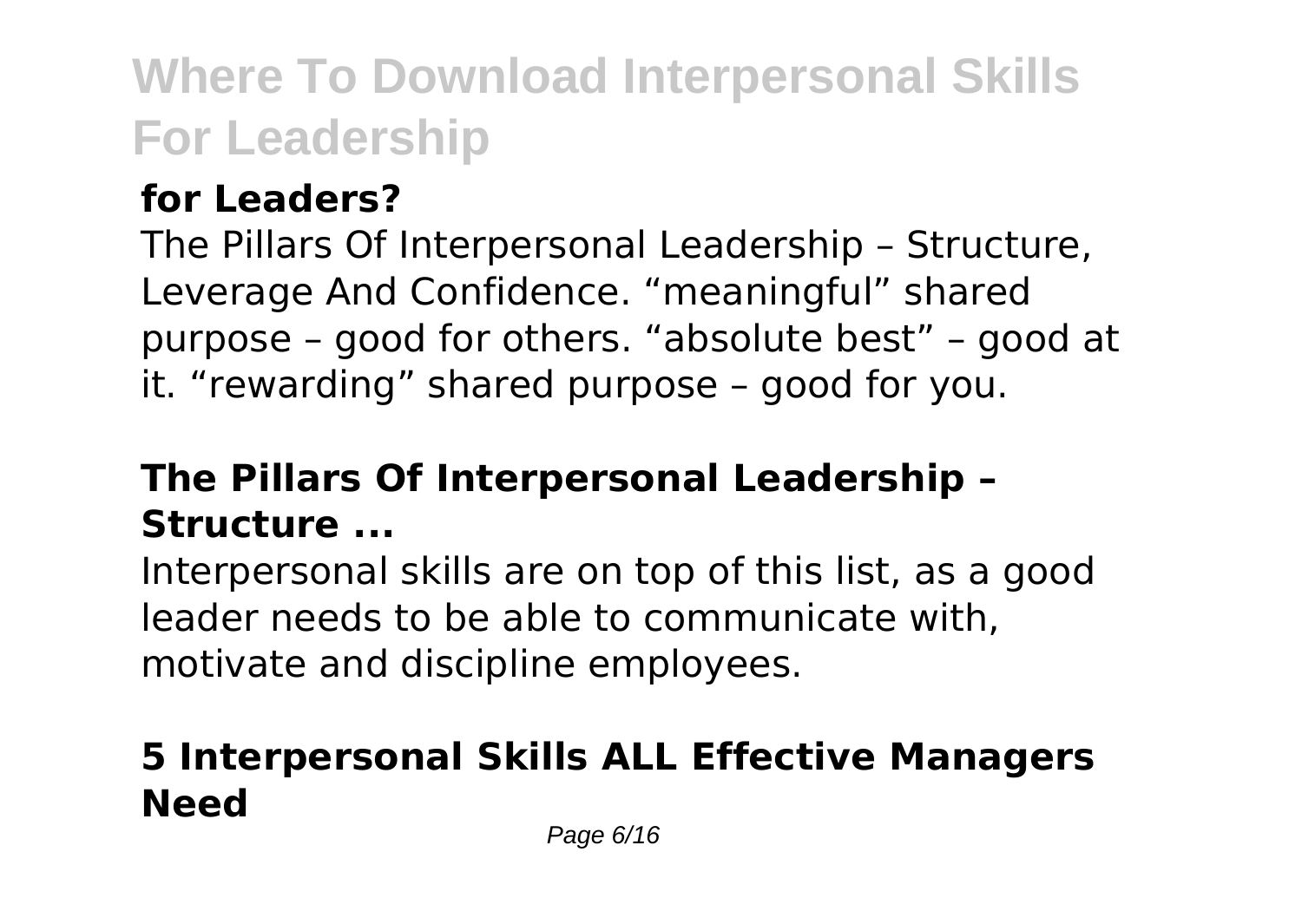**for Leaders?**

The Pillars Of Interpersonal Leadership – Structure, Leverage And Confidence. "meaningful" shared purpose – good for others. "absolute best" – good at it. "rewarding" shared purpose – good for you.

**The Pillars Of Interpersonal Leadership – Structure ...**

Interpersonal skills are on top of this list, as a good leader needs to be able to communicate with, motivate and discipline employees.

**5 Interpersonal Skills ALL Effective Managers Need**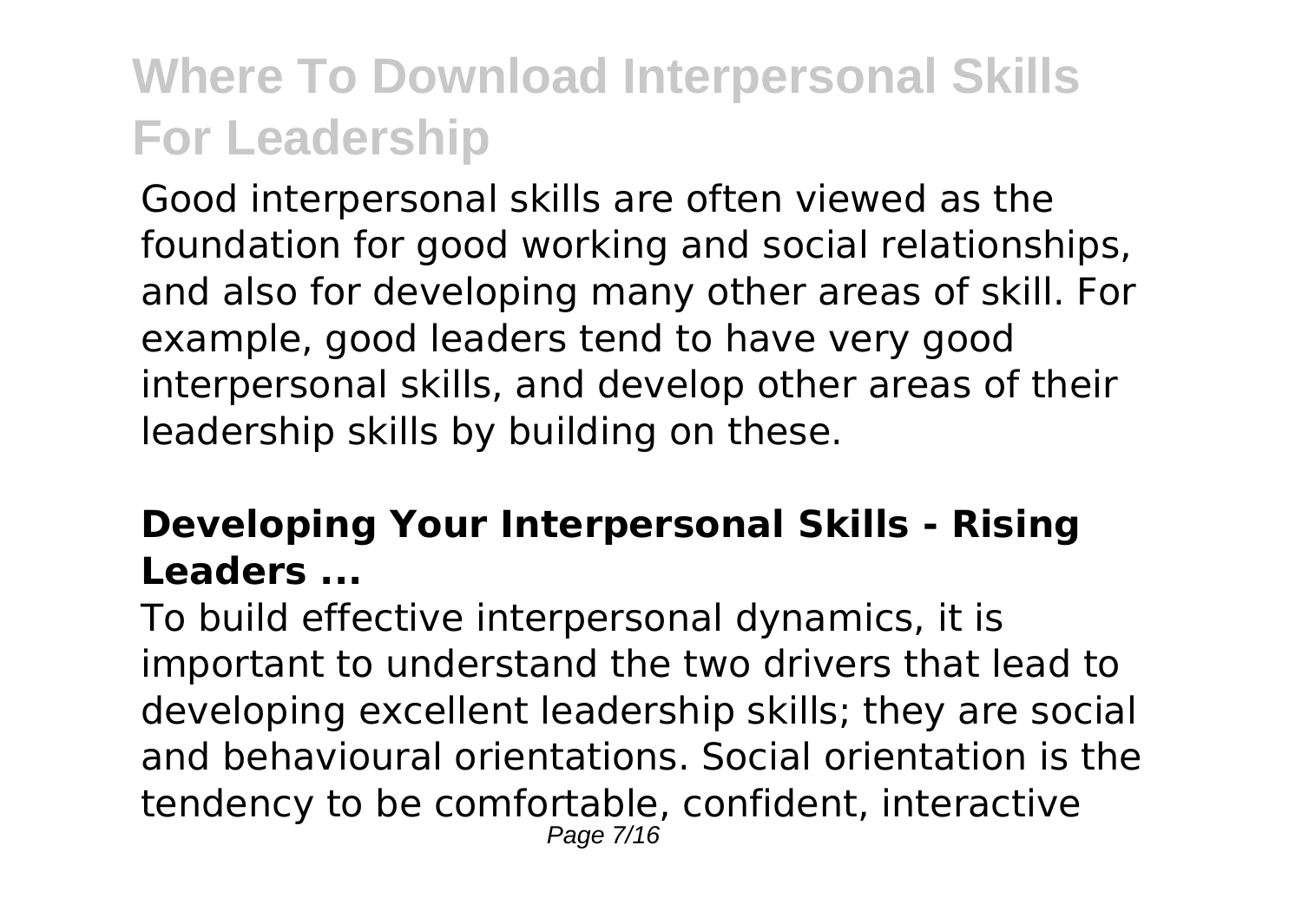Good interpersonal skills are often viewed as the foundation for good working and social relationships, and also for developing many other areas of skill. For example, good leaders tend to have very good interpersonal skills, and develop other areas of their leadership skills by building on these.

### Developing Your Interpersonal Skills - Rising Leaders ...

To build effective interpersonal dynamics, it is important to understand the two drivers that lead to developing excellent leadership skills; they are social and behavioural orientations. Social orientation is the tendency to be comfortable, confident, interactive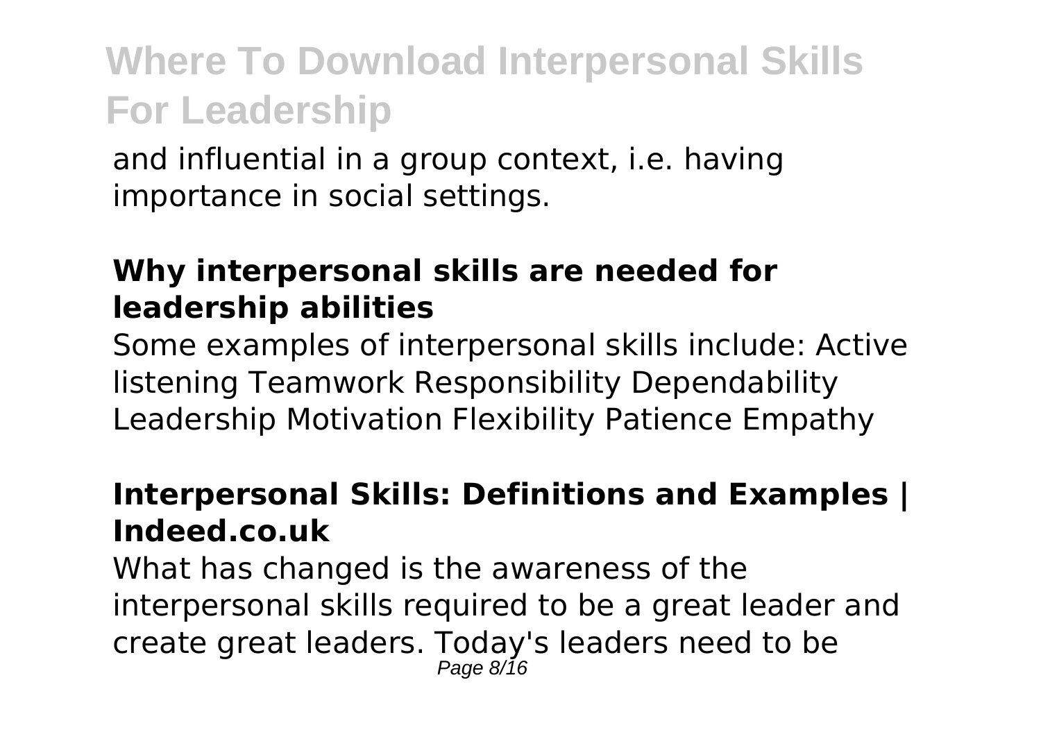and influential in a group context, i.e. having importance in social settings.

**Why interpersonal skills are needed for leadership abilities**

Some examples of interpersonal skills include: Active listening Teamwork Responsibility Dependability Leadership Motivation Flexibility Patience Empathy

**Interpersonal Skills: Definitions and Examples | Indeed.co.uk**

What has changed is the awareness of the interpersonal skills required to be a great leader and create great leaders. Today's leaders need to be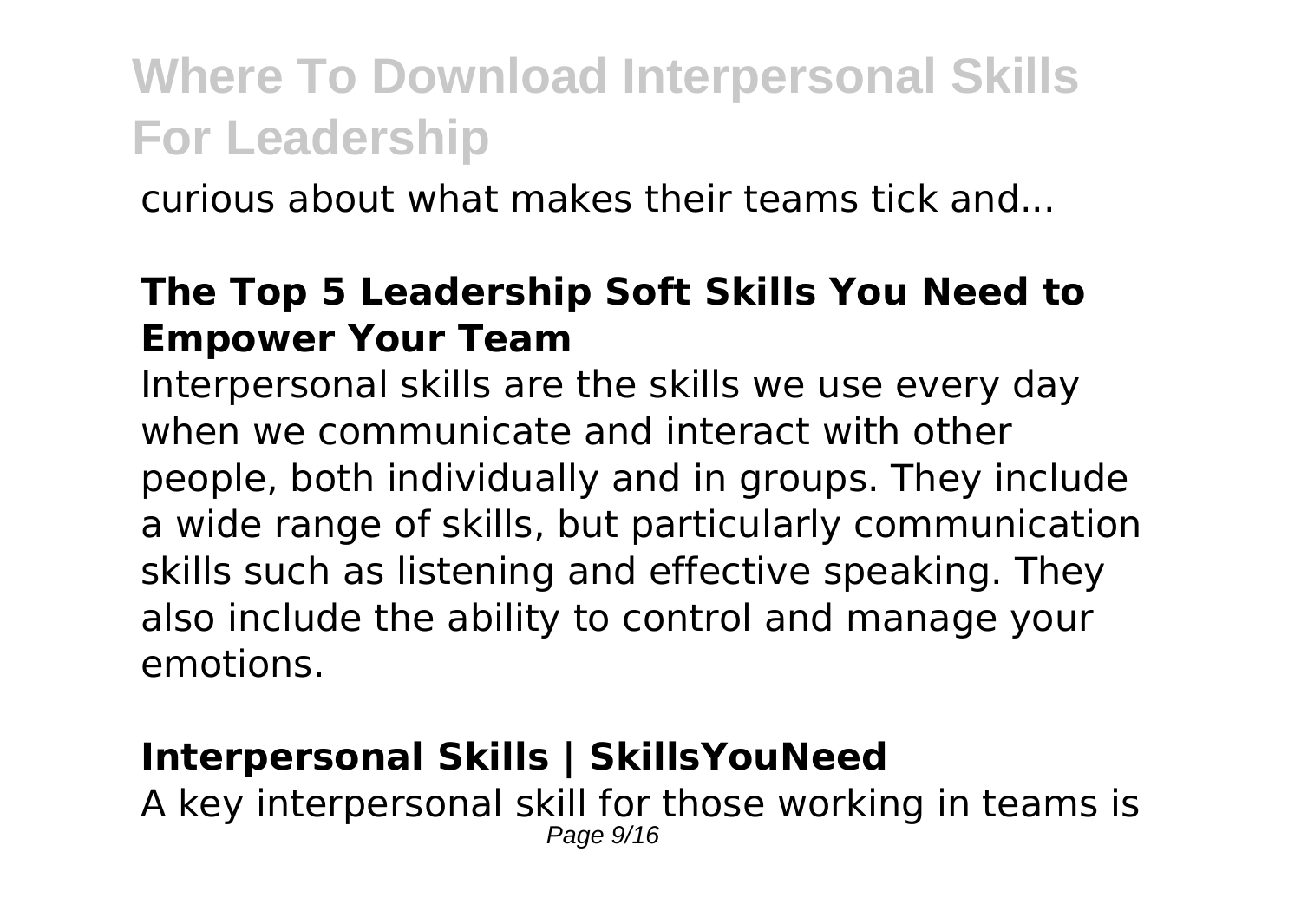curious about what makes their teams tick and...

**The Top 5 Leadership Soft Skills You Need to Empower Your Team**

Interpersonal skills are the skills we use every day when we communicate and interact with other people, both individually and in groups. They include a wide range of skills, but particularly communication skills such as listening and effective speaking. They also include the ability to control and manage your emotions.

**Interpersonal Skills | SkillsYouNeed**

A key interpersonal skill for those working in teams is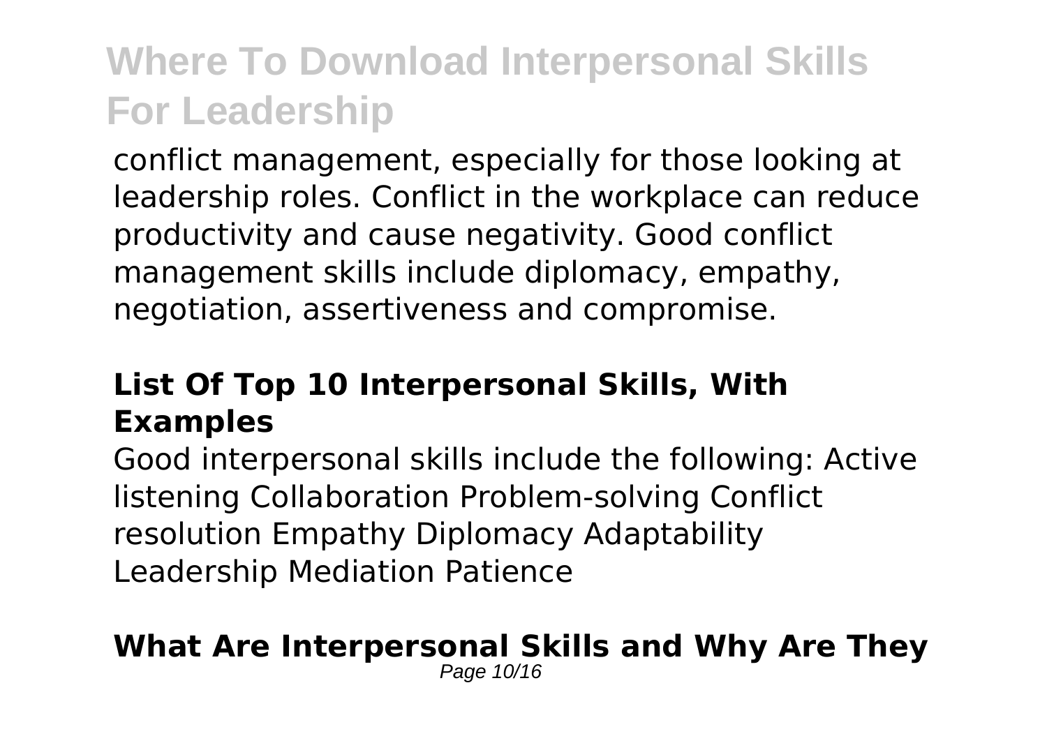conflict management, especially for those looking at leadership roles. Conflict in the workplace can reduce productivity and cause negativity. Good conflict management skills include diplomacy, empathy, negotiation, assertiveness and compromise.

## List Of Top 10 Interpersonal Skills, With Examples

Good interpersonal skills include the following: Active listening Collaboration Problem-solving Conflict resolution Empathy Diplomacy Adaptability Leadership Mediation Patience

## What Are Interpersonal Skills and Why Are They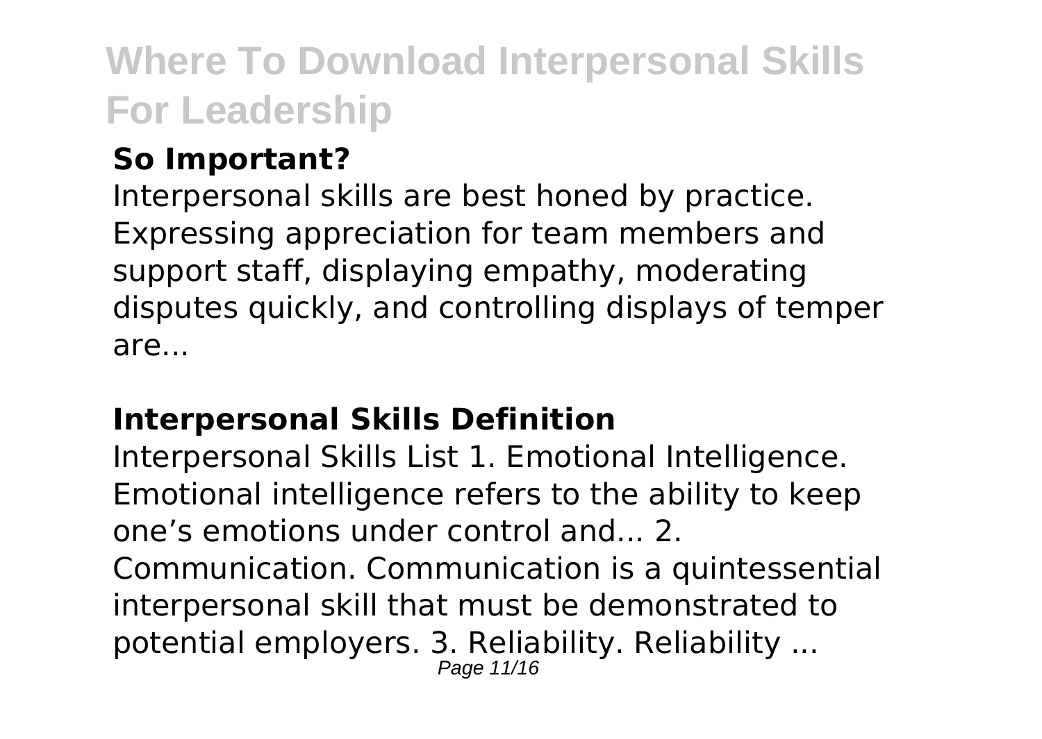### So Important?

Interpersonal skills are best honed by practice. Expressing appreciation for team members and support staff, displaying empathy, moderating disputes quickly, and controlling displays of temper are...

### Interpersonal Skills Definition

Interpersonal Skills List 1. Emotional Intelligence. Emotional intelligence refers to the ability to keep one's emotions under control and... 2. Communication. Communication is a quintessential interpersonal skill that must be demonstrated to potential employers. 3. Reliability. Reliability ...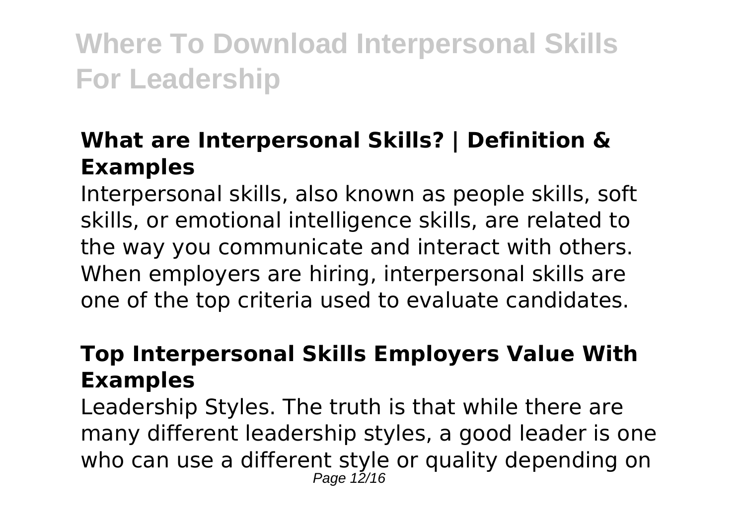### What are Interpersonal Skills? | Definition & Examples

Interpersonal skills, also known as people skills, soft skills, or emotional intelligence skills, are related to the way you communicate and interact with others. When employers are hiring, interpersonal skills are one of the top criteria used to evaluate candidates.

### Top Interpersonal Skills Employers Value With Examples

Leadership Styles. The truth is that while there are many different leadership styles, a good leader is one who can use a different style or quality depending on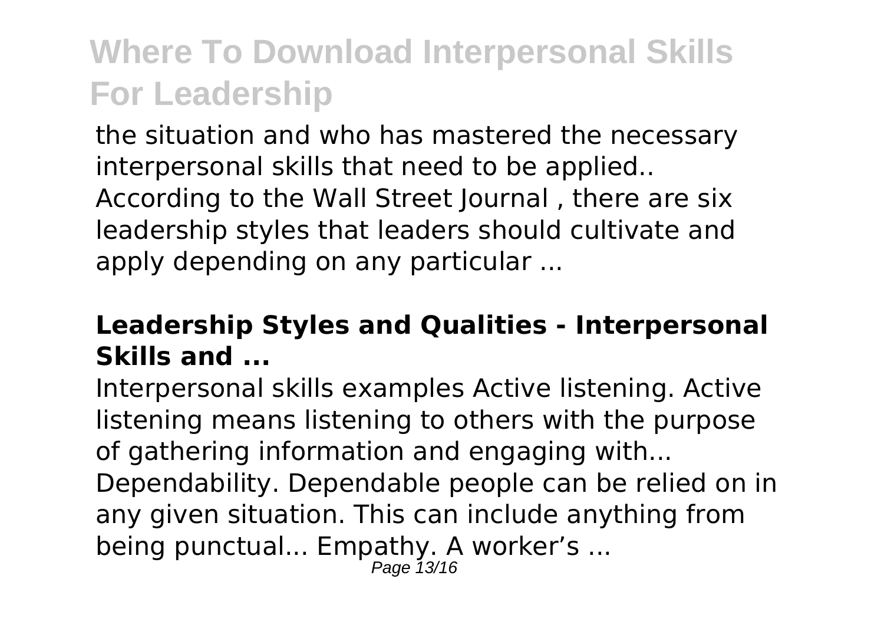the situation and who has mastered the necessary interpersonal skills that need to be applied.. According to the Wall Street Journal , there are six leadership styles that leaders should cultivate and apply depending on any particular ...

### **Leadership Styles and Qualities - Interpersonal Skills and ...**

Interpersonal skills examples Active listening. Active listening means listening to others with the purpose of gathering information and engaging with... Dependability. Dependable people can be relied on in any given situation. This can include anything from being punctual... Empathy. A worker's ...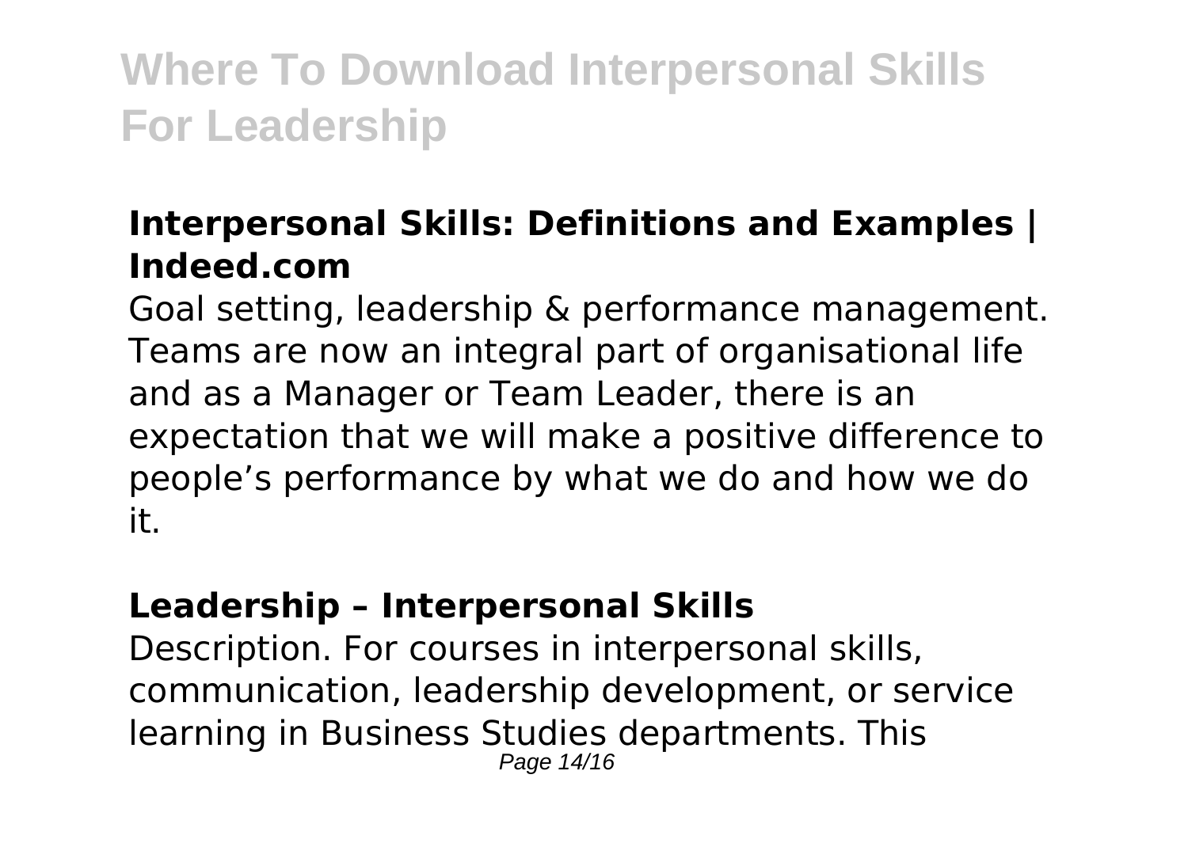### Interpersonal Skills: Definitions and Examples | Indeed.com

Goal setting, leadership & performance management. Teams are now an integral part of organisational life and as a Manager or Team Leader, there is an expectation that we will make a positive difference to people's performance by what we do and how we do it.

### Leadership – Interpersonal Skills

Description. For courses in interpersonal skills, communication, leadership development, or service learning in Business Studies departments. This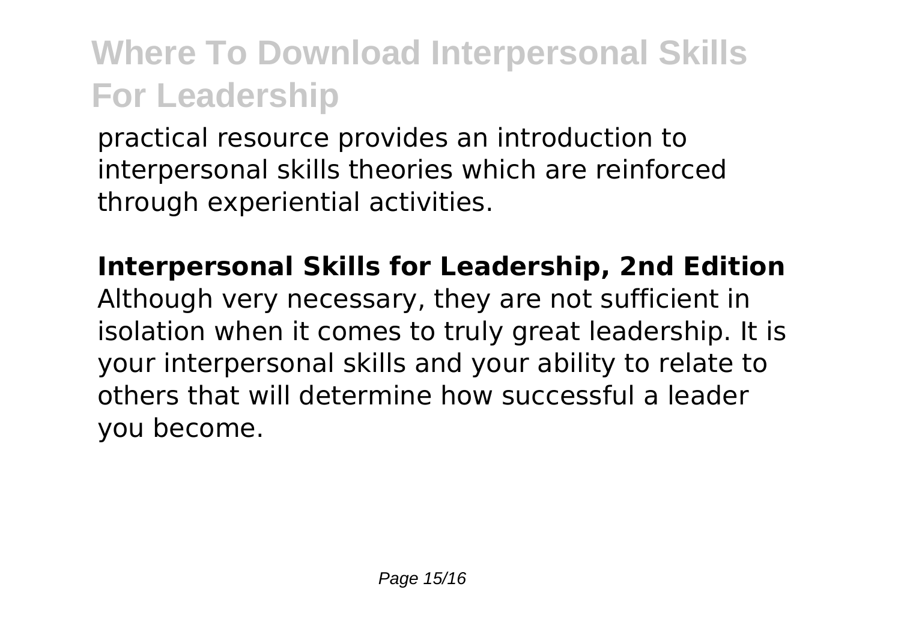practical resource provides an introduction to interpersonal skills theories which are reinforced through experiential activities.

**Interpersonal Skills for Leadership, 2nd Edition**

Although very necessary, they are not sufficient in isolation when it comes to truly great leadership. It is your interpersonal skills and your ability to relate to others that will determine how successful a leader you become.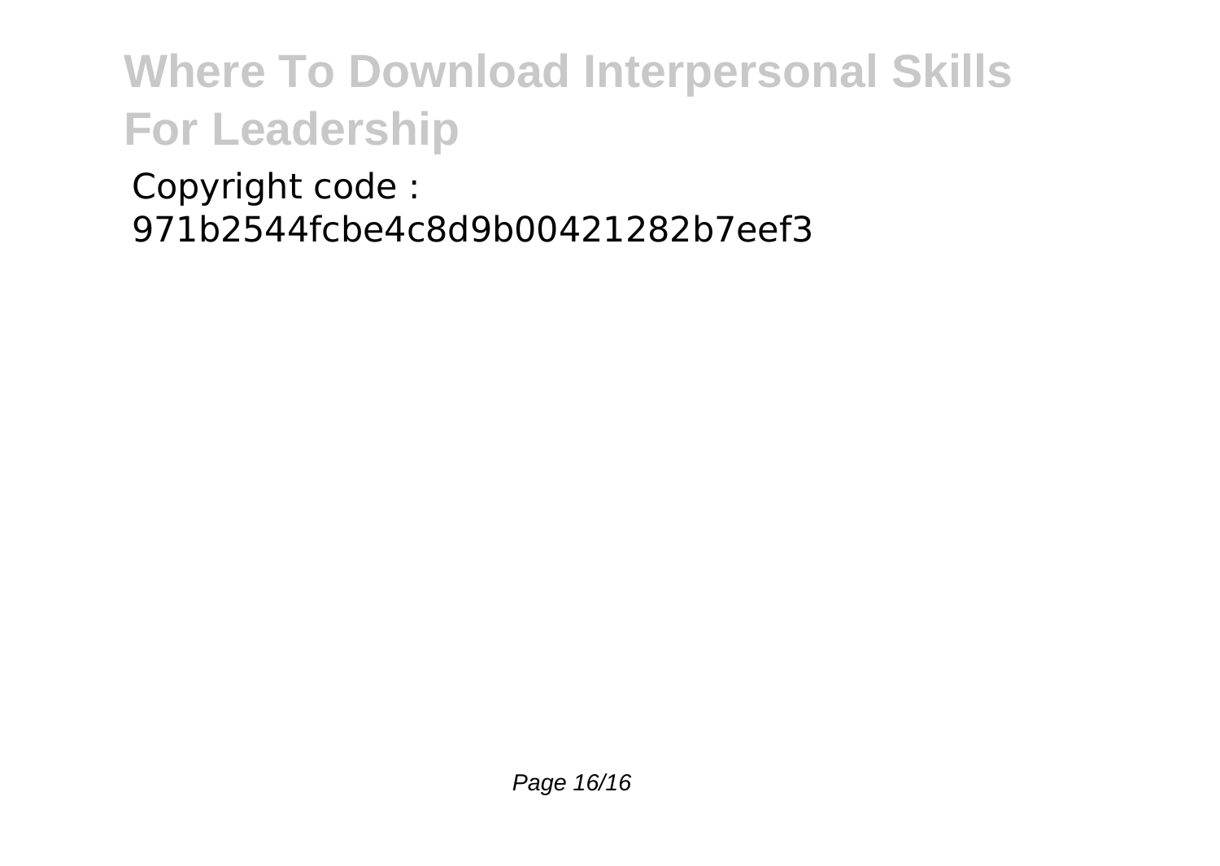Copyright code : 971b2544fcbe4c8d9b00421282b7eef3